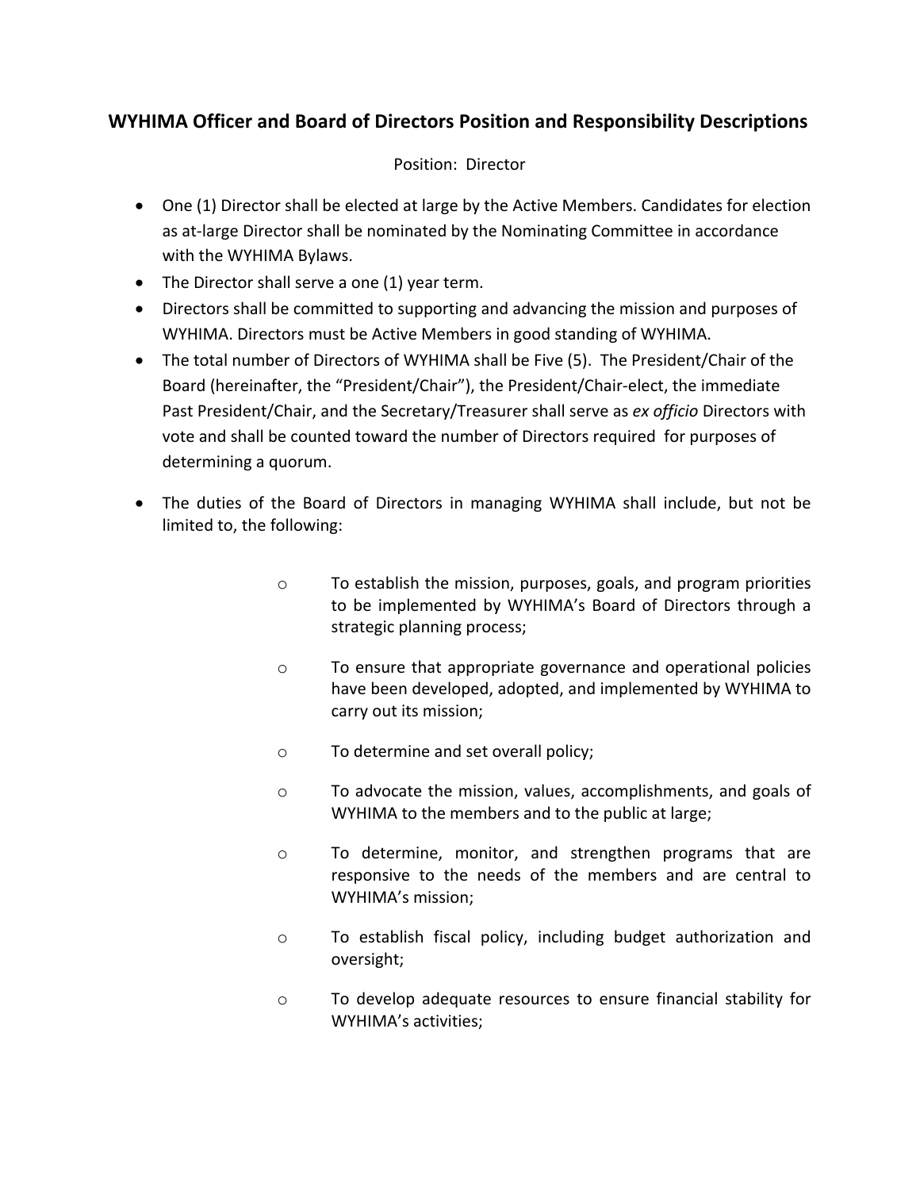## WYHIMA Officer and Board of Directors Position and Responsibility Descriptions

Position: Director

- One (1) Director shall be elected at large by the Active Members. Candidates for election as at-large Director shall be nominated by the Nominating Committee in accordance with the WYHIMA Bylaws.
- The Director shall serve a one (1) year term.
- Directors shall be committed to supporting and advancing the mission and purposes of WYHIMA. Directors must be Active Members in good standing of WYHIMA.
- The total number of Directors of WYHIMA shall be Five (5). The President/Chair of the Board (hereinafter, the "President/Chair"), the President/Chair-elect, the immediate Past President/Chair, and the Secretary/Treasurer shall serve as *ex officio* Directors with vote and shall be counted toward the number of Directors required for purposes of determining a quorum.
- The duties of the Board of Directors in managing WYHIMA shall include, but not be limited to, the following:
  - To establish the mission, purposes, goals, and program priorities to be implemented by WYHIMA's Board of Directors through a strategic planning process;
  - To ensure that appropriate governance and operational policies have been developed, adopted, and implemented by WYHIMA to carry out its mission;
  - To determine and set overall policy;
  - To advocate the mission, values, accomplishments, and goals of WYHIMA to the members and to the public at large;
  - To determine, monitor, and strengthen programs that are responsive to the needs of the members and are central to WYHIMA's mission;
  - To establish fiscal policy, including budget authorization and oversight;
  - To develop adequate resources to ensure financial stability for WYHIMA's activities;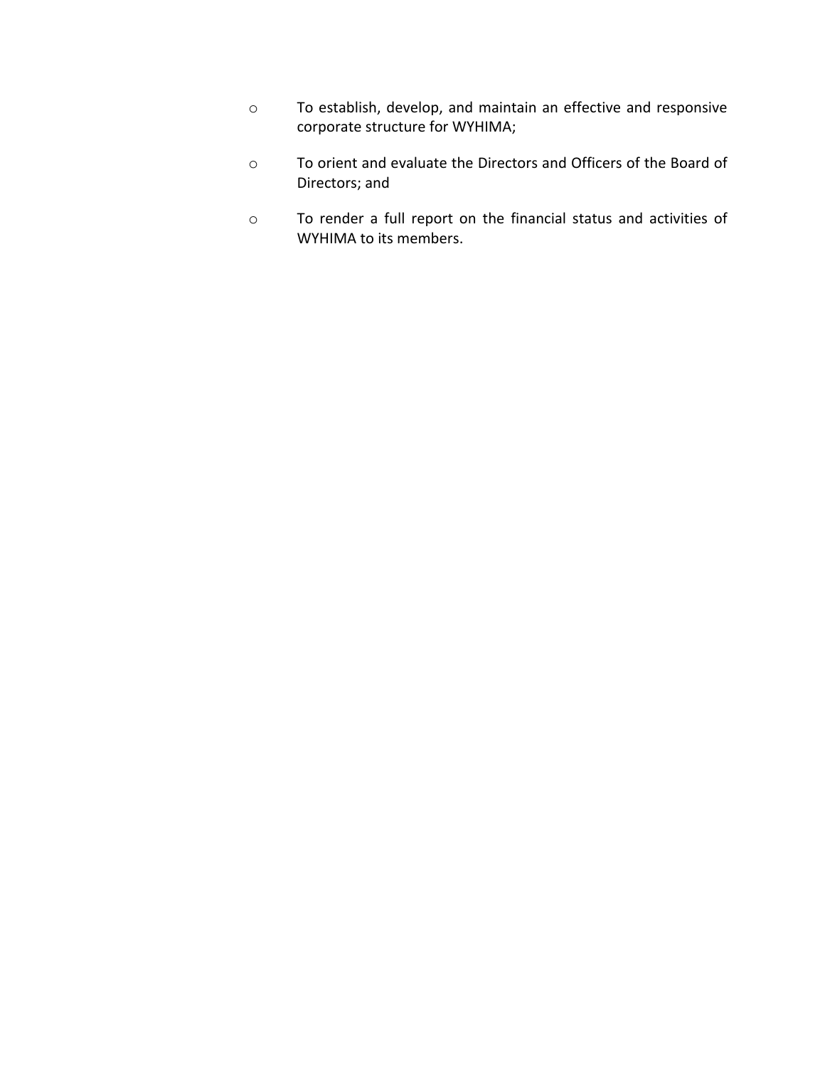- To establish, develop, and maintain an effective and responsive corporate structure for WYHIMA;
- To orient and evaluate the Directors and Officers of the Board of Directors; and
- To render a full report on the financial status and activities of WYHIMA to its members.